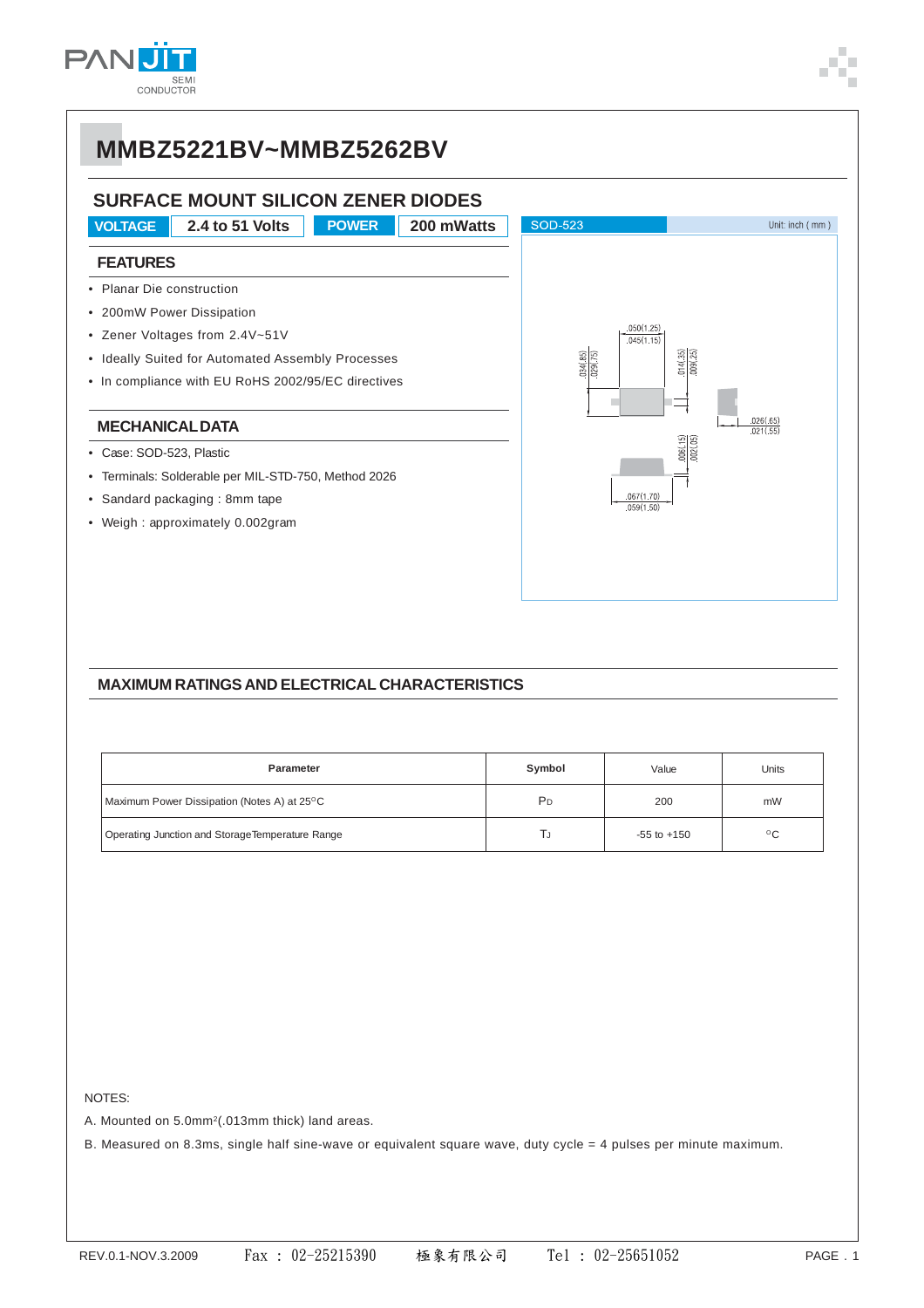# MMBZ5221BV~MMBZ5262BV

## SURFACE MOUNT SILICON ZENER DIODES

| VOLTAGE | 2.4 to 51 Volts | POWER | 200 mWatts |
|---|---|---|---|

SOD-523 — Unit: inch ( mm )

### FEATURES

- Planar Die construction
- 200mW Power Dissipation
- Zener Voltages from 2.4V~51V
- Ideally Suited for Automated Assembly Processes
- In compliance with EU RoHS 2002/95/EC directives

### MECHANICAL DATA

- Case: SOD-523, Plastic
- Terminals: Solderable per MIL-STD-750, Method 2026
- Sandard packaging : 8mm tape
- Weigh : approximately 0.002gram

## MAXIMUM RATINGS AND ELECTRICAL CHARACTERISTICS

| Parameter | Symbol | Value | Units |
|---|---|---|---|
| Maximum Power Dissipation (Notes A) at 25°C | $P_D$ | 200 | mW |
| Operating Junction and Storage Temperature Range | $T_J$ | -55 to +150 | °C |

NOTES:

A. Mounted on 5.0mm²(.013mm thick) land areas.

B. Measured on 8.3ms, single half sine-wave or equivalent square wave, duty cycle = 4 pulses per minute maximum.

REV.0.1-NOV.3.2009 Fax : 02-25215390 極象有限公司 Tel : 02-25651052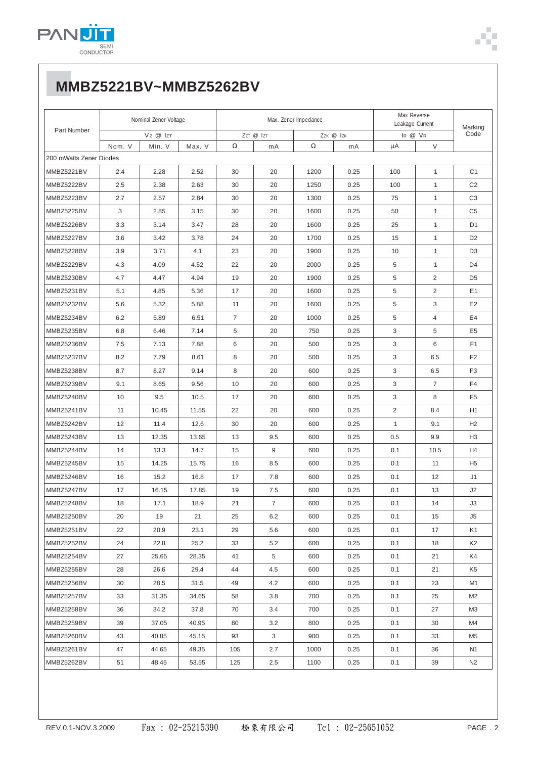# MMBZ5221BV~MMBZ5262BV

| Part Number | Nominal Zener Voltage | | | Max. Zener Impedance | | | | Max Reverse Leakage Current | | Marking Code |
|---|---|---|---|---|---|---|---|---|---|---|
| | $V_Z$ @ $I_{ZT}$ | | | $Z_{ZT}$ @ $I_{ZT}$ | | $Z_{ZK}$ @ $I_{ZK}$ | | $I_R$ @ $V_R$ | | |
| | Nom. V | Min. V | Max. V | Ω | mA | Ω | mA | μA | V | |
| 200 mWatts Zener Diodes | | | | | | | | | | |
| MMBZ5221BV | 2.4 | 2.28 | 2.52 | 30 | 20 | 1200 | 0.25 | 100 | 1 | C1 |
| MMBZ5222BV | 2.5 | 2.38 | 2.63 | 30 | 20 | 1250 | 0.25 | 100 | 1 | C2 |
| MMBZ5223BV | 2.7 | 2.57 | 2.84 | 30 | 20 | 1300 | 0.25 | 75 | 1 | C3 |
| MMBZ5225BV | 3 | 2.85 | 3.15 | 30 | 20 | 1600 | 0.25 | 50 | 1 | C5 |
| MMBZ5226BV | 3.3 | 3.14 | 3.47 | 28 | 20 | 1600 | 0.25 | 25 | 1 | D1 |
| MMBZ5227BV | 3.6 | 3.42 | 3.78 | 24 | 20 | 1700 | 0.25 | 15 | 1 | D2 |
| MMBZ5228BV | 3.9 | 3.71 | 4.1 | 23 | 20 | 1900 | 0.25 | 10 | 1 | D3 |
| MMBZ5229BV | 4.3 | 4.09 | 4.52 | 22 | 20 | 2000 | 0.25 | 5 | 1 | D4 |
| MMBZ5230BV | 4.7 | 4.47 | 4.94 | 19 | 20 | 1900 | 0.25 | 5 | 2 | D5 |
| MMBZ5231BV | 5.1 | 4.85 | 5.36 | 17 | 20 | 1600 | 0.25 | 5 | 2 | E1 |
| MMBZ5232BV | 5.6 | 5.32 | 5.88 | 11 | 20 | 1600 | 0.25 | 5 | 3 | E2 |
| MMBZ5234BV | 6.2 | 5.89 | 6.51 | 7 | 20 | 1000 | 0.25 | 5 | 4 | E4 |
| MMBZ5235BV | 6.8 | 6.46 | 7.14 | 5 | 20 | 750 | 0.25 | 3 | 5 | E5 |
| MMBZ5236BV | 7.5 | 7.13 | 7.88 | 6 | 20 | 500 | 0.25 | 3 | 6 | F1 |
| MMBZ5237BV | 8.2 | 7.79 | 8.61 | 8 | 20 | 500 | 0.25 | 3 | 6.5 | F2 |
| MMBZ5238BV | 8.7 | 8.27 | 9.14 | 8 | 20 | 600 | 0.25 | 3 | 6.5 | F3 |
| MMBZ5239BV | 9.1 | 8.65 | 9.56 | 10 | 20 | 600 | 0.25 | 3 | 7 | F4 |
| MMBZ5240BV | 10 | 9.5 | 10.5 | 17 | 20 | 600 | 0.25 | 3 | 8 | F5 |
| MMBZ5241BV | 11 | 10.45 | 11.55 | 22 | 20 | 600 | 0.25 | 2 | 8.4 | H1 |
| MMBZ5242BV | 12 | 11.4 | 12.6 | 30 | 20 | 600 | 0.25 | 1 | 9.1 | H2 |
| MMBZ5243BV | 13 | 12.35 | 13.65 | 13 | 9.5 | 600 | 0.25 | 0.5 | 9.9 | H3 |
| MMBZ5244BV | 14 | 13.3 | 14.7 | 15 | 9 | 600 | 0.25 | 0.1 | 10.5 | H4 |
| MMBZ5245BV | 15 | 14.25 | 15.75 | 16 | 8.5 | 600 | 0.25 | 0.1 | 11 | H5 |
| MMBZ5246BV | 16 | 15.2 | 16.8 | 17 | 7.8 | 600 | 0.25 | 0.1 | 12 | J1 |
| MMBZ5247BV | 17 | 16.15 | 17.85 | 19 | 7.5 | 600 | 0.25 | 0.1 | 13 | J2 |
| MMBZ5248BV | 18 | 17.1 | 18.9 | 21 | 7 | 600 | 0.25 | 0.1 | 14 | J3 |
| MMBZ5250BV | 20 | 19 | 21 | 25 | 6.2 | 600 | 0.25 | 0.1 | 15 | J5 |
| MMBZ5251BV | 22 | 20.9 | 23.1 | 29 | 5.6 | 600 | 0.25 | 0.1 | 17 | K1 |
| MMBZ5252BV | 24 | 22.8 | 25.2 | 33 | 5.2 | 600 | 0.25 | 0.1 | 18 | K2 |
| MMBZ5254BV | 27 | 25.65 | 28.35 | 41 | 5 | 600 | 0.25 | 0.1 | 21 | K4 |
| MMBZ5255BV | 28 | 26.6 | 29.4 | 44 | 4.5 | 600 | 0.25 | 0.1 | 21 | K5 |
| MMBZ5256BV | 30 | 28.5 | 31.5 | 49 | 4.2 | 600 | 0.25 | 0.1 | 23 | M1 |
| MMBZ5257BV | 33 | 31.35 | 34.65 | 58 | 3.8 | 700 | 0.25 | 0.1 | 25 | M2 |
| MMBZ5258BV | 36 | 34.2 | 37.8 | 70 | 3.4 | 700 | 0.25 | 0.1 | 27 | M3 |
| MMBZ5259BV | 39 | 37.05 | 40.95 | 80 | 3.2 | 800 | 0.25 | 0.1 | 30 | M4 |
| MMBZ5260BV | 43 | 40.85 | 45.15 | 93 | 3 | 900 | 0.25 | 0.1 | 33 | M5 |
| MMBZ5261BV | 47 | 44.65 | 49.35 | 105 | 2.7 | 1000 | 0.25 | 0.1 | 36 | N1 |
| MMBZ5262BV | 51 | 48.45 | 53.55 | 125 | 2.5 | 1100 | 0.25 | 0.1 | 39 | N2 |

REV.0.1-NOV.3.2009    Fax : 02-25215390    極象有限公司    Tel : 02-25651052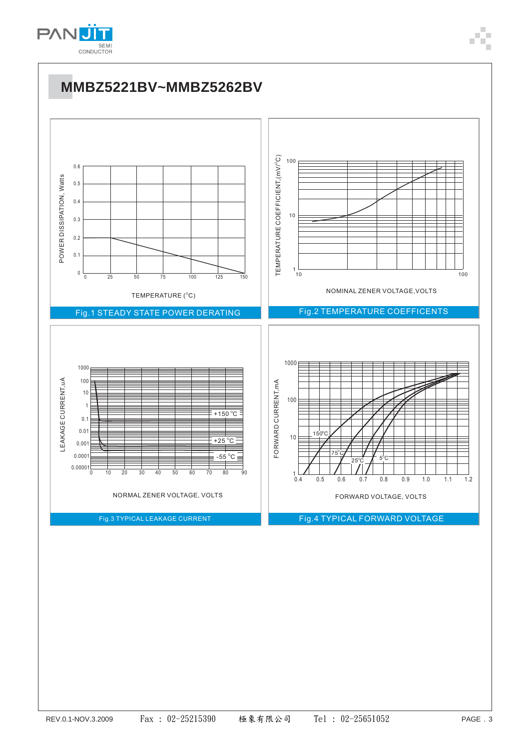# MMBZ5221BV~MMBZ5262BV

POWER DISSIPATION, Watts

TEMPERATURE (°C)

Fig.1 STEADY STATE POWER DERATING

TEMPERATURE COEFFICIENT,(mV/°C)

NOMINAL ZENER VOLTAGE,VOLTS

Fig.2 TEMPERATURE COEFFICENTS

LEAKAGE CURRENT,uA

+150 °C

+25 °C

-55 °C

NORMAL ZENER VOLTAGE, VOLTS

Fig.3 TYPICAL LEAKAGE CURRENT

FORWARD CURRENT,mA

150°C

75°C

25°C

5°C

FORWARD VOLTAGE, VOLTS

Fig.4 TYPICAL FORWARD VOLTAGE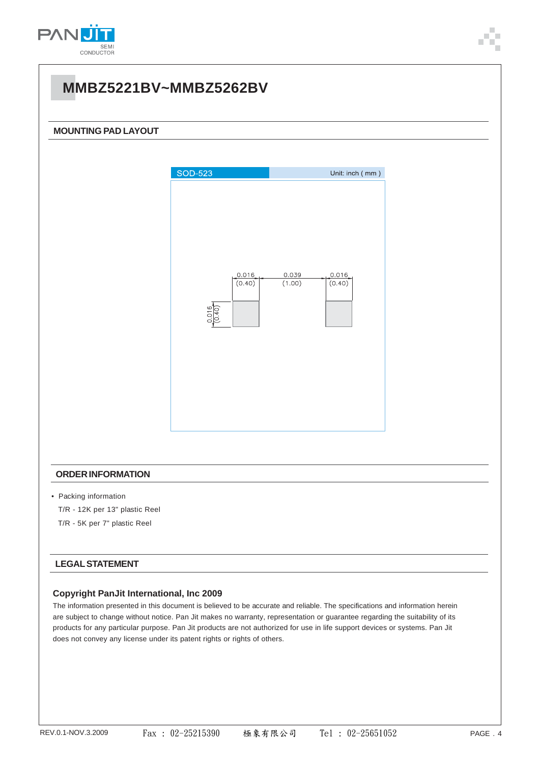# MMBZ5221BV~MMBZ5262BV

## MOUNTING PAD LAYOUT

SOD-523

Unit: inch ( mm )

0.016
(0.40)

0.039
(1.00)

0.016
(0.40)

0.016
(0.40)

## ORDER INFORMATION

- Packing information

  T/R - 12K per 13" plastic Reel

  T/R - 5K per 7" plastic Reel

## LEGAL STATEMENT

### Copyright PanJit International, Inc 2009

The information presented in this document is believed to be accurate and reliable. The specifications and information herein are subject to change without notice. Pan Jit makes no warranty, representation or guarantee regarding the suitability of its products for any particular purpose. Pan Jit products are not authorized for use in life support devices or systems. Pan Jit does not convey any license under its patent rights or rights of others.

REV.0.1-NOV.3.2009

Fax : 02-25215390  極象有限公司  Tel : 02-25651052